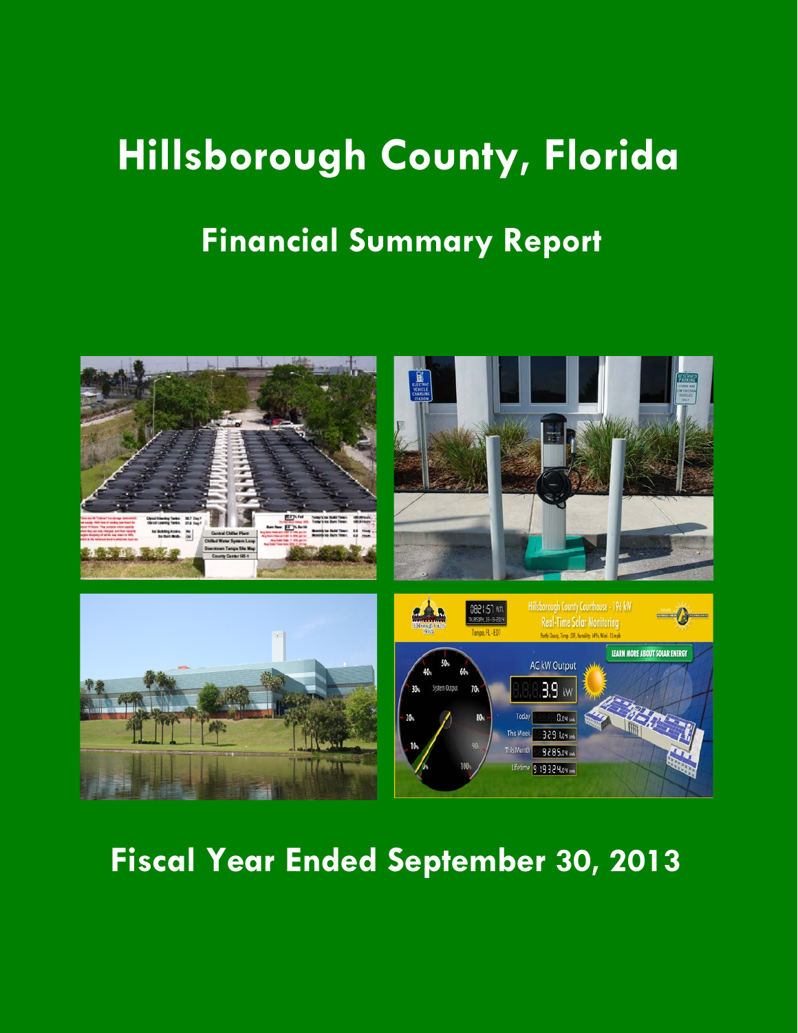# Hillsborough County, Florida

## Financial Summary Report

## Fiscal Year Ended September 30, 2013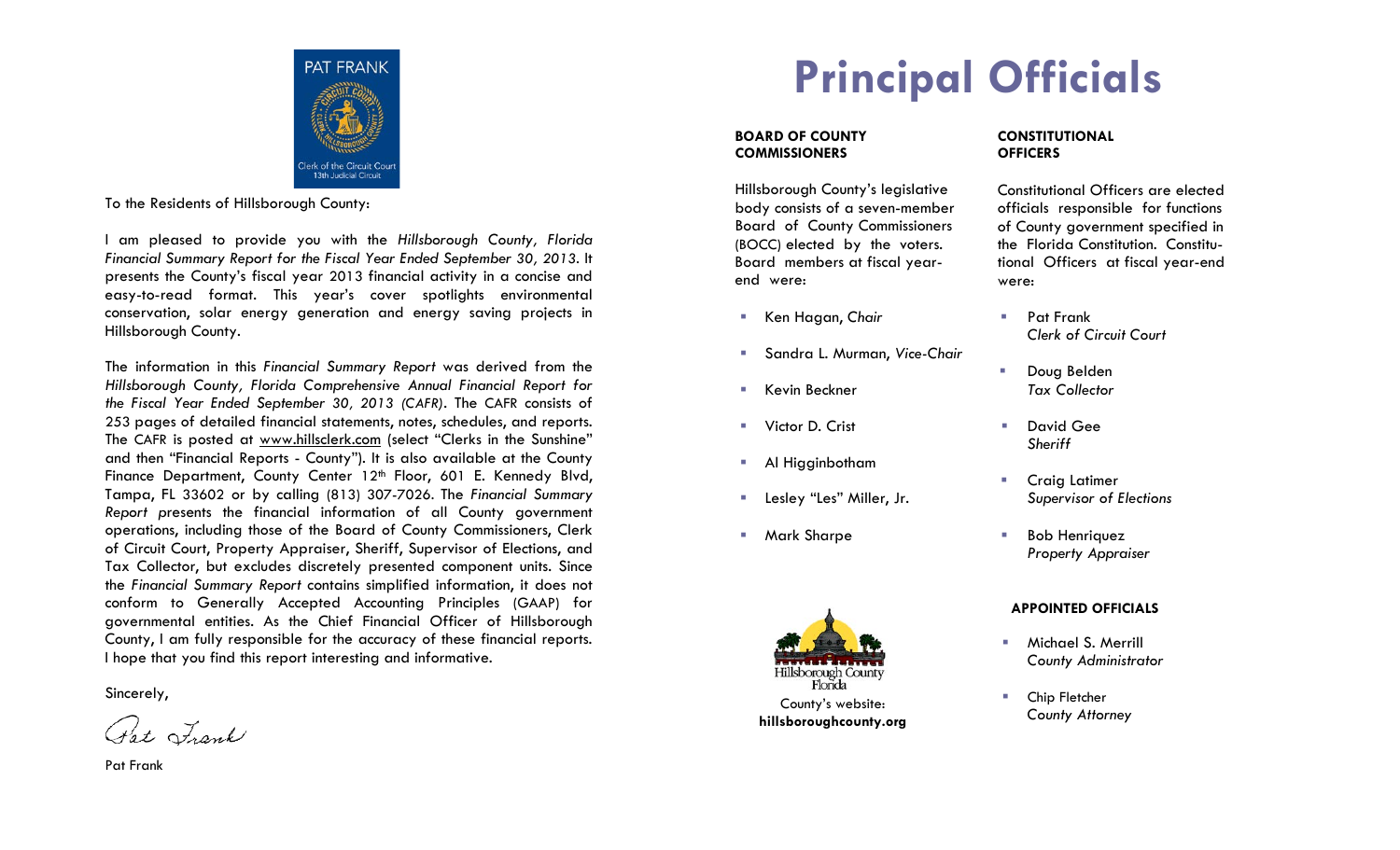PAT FRANK

Clerk of the Circuit Court
13th Judicial Circuit

To the Residents of Hillsborough County:

I am pleased to provide you with the *Hillsborough County, Florida Financial Summary Report for the Fiscal Year Ended September 30, 2013*. It presents the County's fiscal year 2013 financial activity in a concise and easy-to-read format. This year's cover spotlights environmental conservation, solar energy generation and energy saving projects in Hillsborough County.

The information in this *Financial Summary Report* was derived from the *Hillsborough County, Florida Comprehensive Annual Financial Report for the Fiscal Year Ended September 30, 2013 (CAFR)*. The CAFR consists of 253 pages of detailed financial statements, notes, schedules, and reports. The CAFR is posted at www.hillsclerk.com (select "Clerks in the Sunshine" and then "Financial Reports - County"). It is also available at the County Finance Department, County Center 12th Floor, 601 E. Kennedy Blvd, Tampa, FL 33602 or by calling (813) 307-7026. The *Financial Summary Report* presents the financial information of all County government operations, including those of the Board of County Commissioners, Clerk of Circuit Court, Property Appraiser, Sheriff, Supervisor of Elections, and Tax Collector, but excludes discretely presented component units. Since the *Financial Summary Report* contains simplified information, it does not conform to Generally Accepted Accounting Principles (GAAP) for governmental entities. As the Chief Financial Officer of Hillsborough County, I am fully responsible for the accuracy of these financial reports. I hope that you find this report interesting and informative.

Sincerely,

Pat Frank

Pat Frank

# Principal Officials

**BOARD OF COUNTY COMMISSIONERS**

Hillsborough County's legislative body consists of a seven-member Board of County Commissioners (BOCC) elected by the voters. Board members at fiscal year-end were:

- Ken Hagan, *Chair*
- Sandra L. Murman, *Vice-Chair*
- Kevin Beckner
- Victor D. Crist
- Al Higginbotham
- Lesley "Les" Miller, Jr.
- Mark Sharpe

Hillsborough County Florida

County's website:
**hillsboroughcounty.org**

**CONSTITUTIONAL OFFICERS**

Constitutional Officers are elected officials responsible for functions of County government specified in the Florida Constitution. Constitutional Officers at fiscal year-end were:

- Pat Frank
  *Clerk of Circuit Court*
- Doug Belden
  *Tax Collector*
- David Gee
  *Sheriff*
- Craig Latimer
  *Supervisor of Elections*
- Bob Henriquez
  *Property Appraiser*

**APPOINTED OFFICIALS**

- Michael S. Merrill
  *County Administrator*
- Chip Fletcher
  *County Attorney*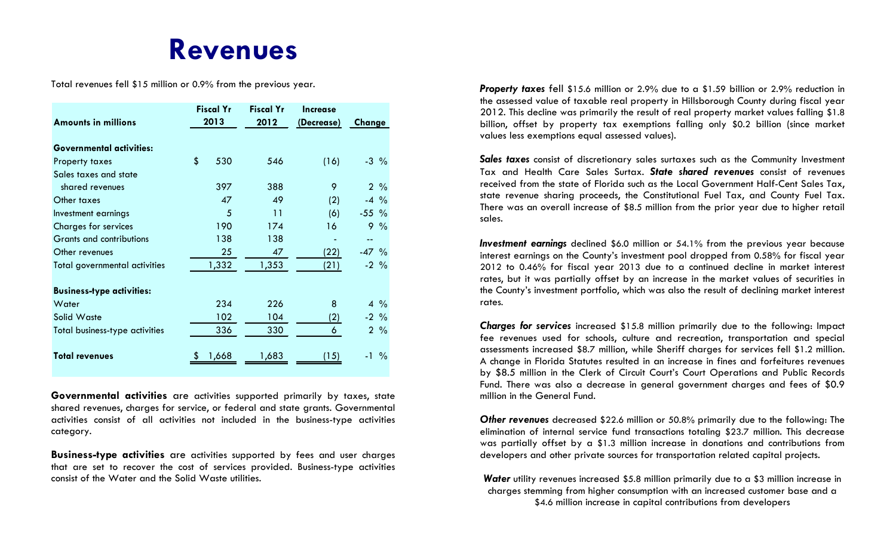# Revenues

Total revenues fell $15 million or 0.9% from the previous year.

| Amounts in millions | Fiscal Yr 2013 | Fiscal Yr 2012 | Increase (Decrease) | Change |
|---|---|---|---|---|
| **Governmental activities:** | | | | |
| Property taxes | $ 530 | 546 | (16) | -3 % |
| Sales taxes and state shared revenues | 397 | 388 | 9 | 2 % |
| Other taxes | 47 | 49 | (2) | -4 % |
| Investment earnings | 5 | 11 | (6) | -55 % |
| Charges for services | 190 | 174 | 16 | 9 % |
| Grants and contributions | 138 | 138 | - | -- |
| Other revenues | 25 | 47 | (22) | -47 % |
| Total governmental activities | 1,332 | 1,353 | (21) | -2 % |
| **Business-type activities:** | | | | |
| Water | 234 | 226 | 8 | 4 % |
| Solid Waste | 102 | 104 | (2) | -2 % |
| Total business-type activities | 336 | 330 | 6 | 2 % |
| **Total revenues** | $ 1,668 | 1,683 | (15) | -1 % |

**Governmental activities** are activities supported primarily by taxes, state shared revenues, charges for service, or federal and state grants. Governmental activities consist of all activities not included in the business-type activities category.

**Business-type activities** are activities supported by fees and user charges that are set to recover the cost of services provided. Business-type activities consist of the Water and the Solid Waste utilities.

***Property taxes*** fell $15.6 million or 2.9% due to a $1.59 billion or 2.9% reduction in the assessed value of taxable real property in Hillsborough County during fiscal year 2012. This decline was primarily the result of real property market values falling $1.8 billion, offset by property tax exemptions falling only $0.2 billion (since market values less exemptions equal assessed values).

***Sales taxes*** consist of discretionary sales surtaxes such as the Community Investment Tax and Health Care Sales Surtax. ***State shared revenues*** consist of revenues received from the state of Florida such as the Local Government Half-Cent Sales Tax, state revenue sharing proceeds, the Constitutional Fuel Tax, and County Fuel Tax. There was an overall increase of $8.5 million from the prior year due to higher retail sales.

***Investment earnings*** declined $6.0 million or 54.1% from the previous year because interest earnings on the County's investment pool dropped from 0.58% for fiscal year 2012 to 0.46% for fiscal year 2013 due to a continued decline in market interest rates, but it was partially offset by an increase in the market values of securities in the County's investment portfolio, which was also the result of declining market interest rates.

***Charges for services*** increased $15.8 million primarily due to the following: Impact fee revenues used for schools, culture and recreation, transportation and special assessments increased $8.7 million, while Sheriff charges for services fell $1.2 million. A change in Florida Statutes resulted in an increase in fines and forfeitures revenues by $8.5 million in the Clerk of Circuit Court's Court Operations and Public Records Fund. There was also a decrease in general government charges and fees of $0.9 million in the General Fund.

***Other revenues*** decreased $22.6 million or 50.8% primarily due to the following: The elimination of internal service fund transactions totaling $23.7 million. This decrease was partially offset by a $1.3 million increase in donations and contributions from developers and other private sources for transportation related capital projects.

***Water*** utility revenues increased $5.8 million primarily due to a $3 million increase in charges stemming from higher consumption with an increased customer base and a $4.6 million increase in capital contributions from developers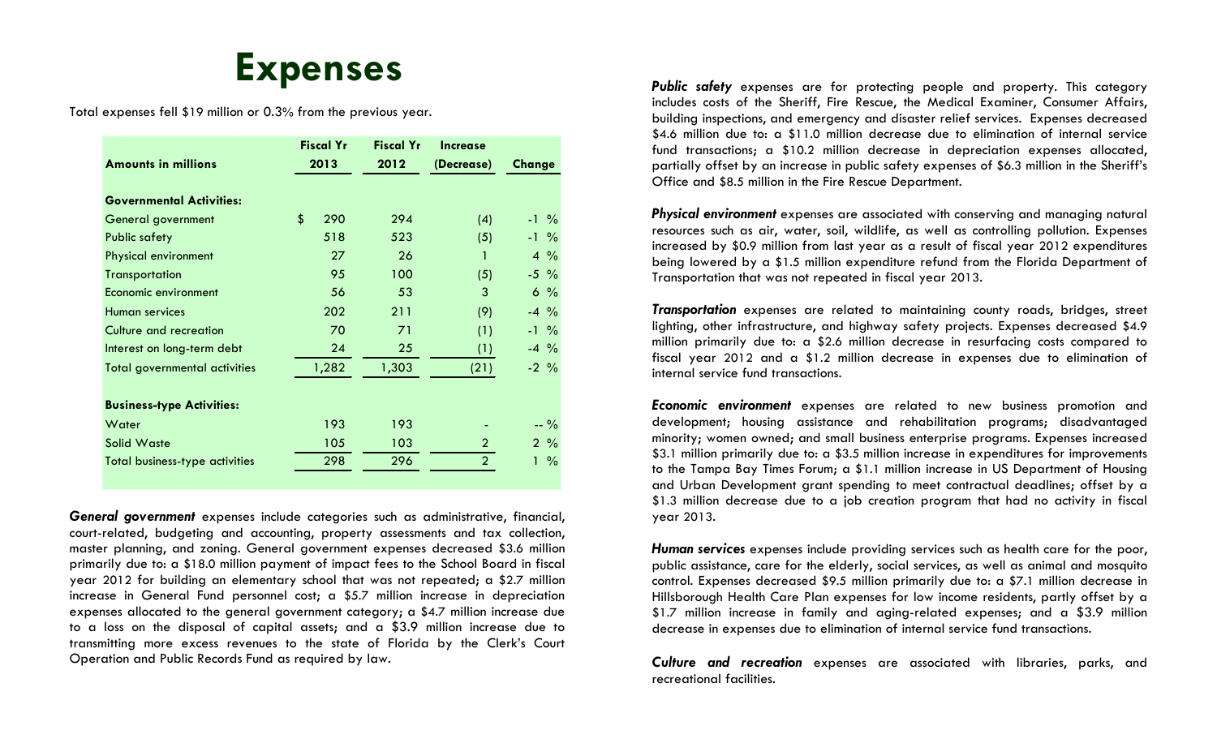# Expenses

Total expenses fell $19 million or 0.3% from the previous year.

| Amounts in millions | Fiscal Yr 2013 | Fiscal Yr 2012 | Increase (Decrease) | Change |
|---|---|---|---|---|
| **Governmental Activities:** | | | | |
| General government | $ 290 | 294 | (4) | -1 % |
| Public safety | 518 | 523 | (5) | -1 % |
| Physical environment | 27 | 26 | 1 | 4 % |
| Transportation | 95 | 100 | (5) | -5 % |
| Economic environment | 56 | 53 | 3 | 6 % |
| Human services | 202 | 211 | (9) | -4 % |
| Culture and recreation | 70 | 71 | (1) | -1 % |
| Interest on long-term debt | 24 | 25 | (1) | -4 % |
| Total governmental activities | 1,282 | 1,303 | (21) | -2 % |
| **Business-type Activities:** | | | | |
| Water | 193 | 193 | - | -- % |
| Solid Waste | 105 | 103 | 2 | 2 % |
| Total business-type activities | 298 | 296 | 2 | 1 % |

***General government*** expenses include categories such as administrative, financial, court-related, budgeting and accounting, property assessments and tax collection, master planning, and zoning. General government expenses decreased $3.6 million primarily due to: a $18.0 million payment of impact fees to the School Board in fiscal year 2012 for building an elementary school that was not repeated; a $2.7 million increase in General Fund personnel cost; a $5.7 million increase in depreciation expenses allocated to the general government category; a $4.7 million increase due to a loss on the disposal of capital assets; and a $3.9 million increase due to transmitting more excess revenues to the state of Florida by the Clerk's Court Operation and Public Records Fund as required by law.

***Public safety*** expenses are for protecting people and property. This category includes costs of the Sheriff, Fire Rescue, the Medical Examiner, Consumer Affairs, building inspections, and emergency and disaster relief services. Expenses decreased $4.6 million due to: a $11.0 million decrease due to elimination of internal service fund transactions; a $10.2 million decrease in depreciation expenses allocated, partially offset by an increase in public safety expenses of $6.3 million in the Sheriff's Office and $8.5 million in the Fire Rescue Department.

***Physical environment*** expenses are associated with conserving and managing natural resources such as air, water, soil, wildlife, as well as controlling pollution. Expenses increased by $0.9 million from last year as a result of fiscal year 2012 expenditures being lowered by a $1.5 million expenditure refund from the Florida Department of Transportation that was not repeated in fiscal year 2013.

***Transportation*** expenses are related to maintaining county roads, bridges, street lighting, other infrastructure, and highway safety projects. Expenses decreased $4.9 million primarily due to: a $2.6 million decrease in resurfacing costs compared to fiscal year 2012 and a $1.2 million decrease in expenses due to elimination of internal service fund transactions.

***Economic environment*** expenses are related to new business promotion and development; housing assistance and rehabilitation programs; disadvantaged minority; women owned; and small business enterprise programs. Expenses increased $3.1 million primarily due to: a $3.5 million increase in expenditures for improvements to the Tampa Bay Times Forum; a $1.1 million increase in US Department of Housing and Urban Development grant spending to meet contractual deadlines; offset by a $1.3 million decrease due to a job creation program that had no activity in fiscal year 2013.

***Human services*** expenses include providing services such as health care for the poor, public assistance, care for the elderly, social services, as well as animal and mosquito control. Expenses decreased $9.5 million primarily due to: a $7.1 million decrease in Hillsborough Health Care Plan expenses for low income residents, partly offset by a $1.7 million increase in family and aging-related expenses; and a $3.9 million decrease in expenses due to elimination of internal service fund transactions.

***Culture and recreation*** expenses are associated with libraries, parks, and recreational facilities.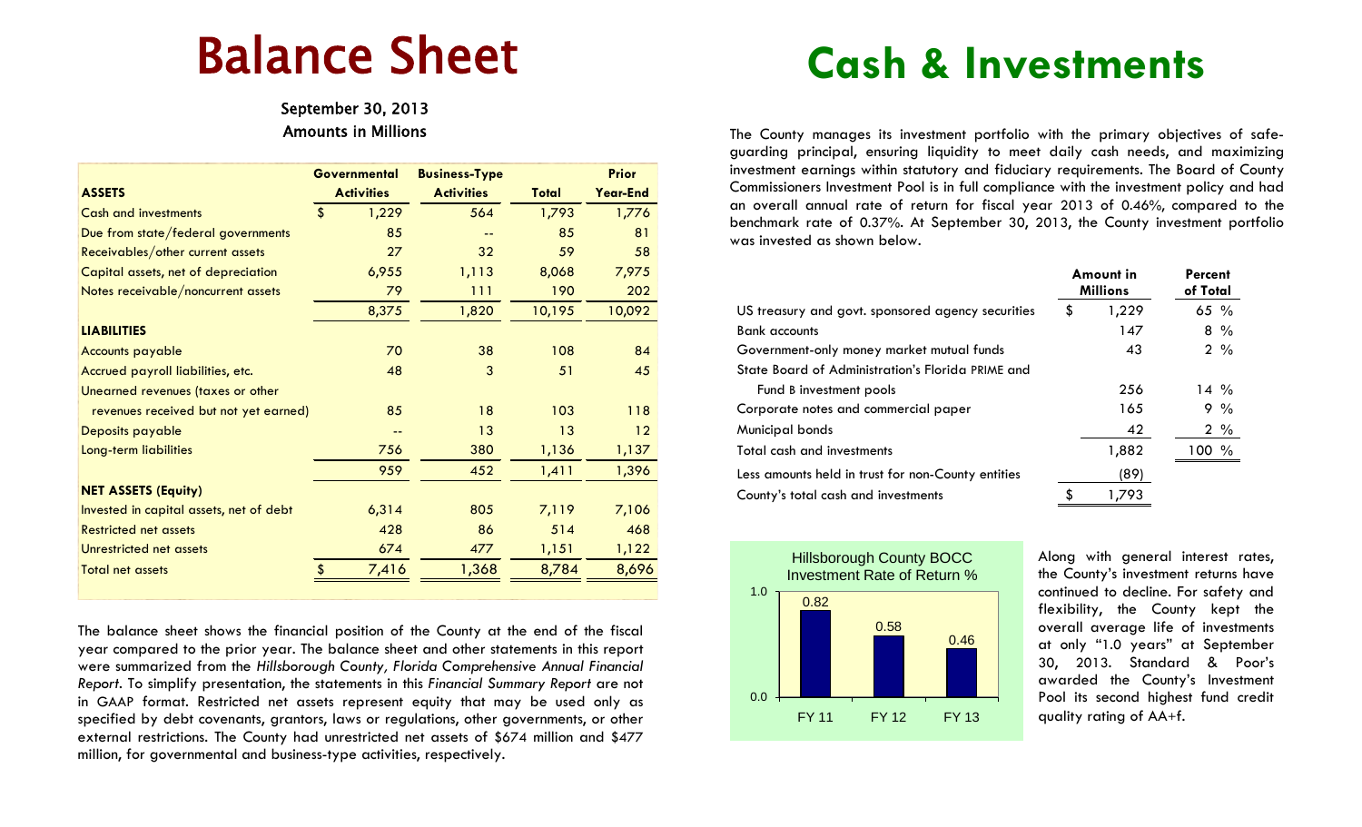# Balance Sheet

September 30, 2013
Amounts in Millions

| ASSETS | Governmental Activities | Business-Type Activities | Total | Prior Year-End |
|---|---|---|---|---|
| Cash and investments | $ 1,229 | 564 | 1,793 | 1,776 |
| Due from state/federal governments | 85 | -- | 85 | 81 |
| Receivables/other current assets | 27 | 32 | 59 | 58 |
| Capital assets, net of depreciation | 6,955 | 1,113 | 8,068 | 7,975 |
| Notes receivable/noncurrent assets | 79 | 111 | 190 | 202 |
| | 8,375 | 1,820 | 10,195 | 10,092 |
| **LIABILITIES** | | | | |
| Accounts payable | 70 | 38 | 108 | 84 |
| Accrued payroll liabilities, etc. | 48 | 3 | 51 | 45 |
| Unearned revenues (taxes or other revenues received but not yet earned) | 85 | 18 | 103 | 118 |
| Deposits payable | -- | 13 | 13 | 12 |
| Long-term liabilities | 756 | 380 | 1,136 | 1,137 |
| | 959 | 452 | 1,411 | 1,396 |
| **NET ASSETS (Equity)** | | | | |
| Invested in capital assets, net of debt | 6,314 | 805 | 7,119 | 7,106 |
| Restricted net assets | 428 | 86 | 514 | 468 |
| Unrestricted net assets | 674 | 477 | 1,151 | 1,122 |
| Total net assets | $ 7,416 | 1,368 | 8,784 | 8,696 |

The balance sheet shows the financial position of the County at the end of the fiscal year compared to the prior year. The balance sheet and other statements in this report were summarized from the *Hillsborough County, Florida Comprehensive Annual Financial Report*. To simplify presentation, the statements in this *Financial Summary Report* are not in GAAP format. Restricted net assets represent equity that may be used only as specified by debt covenants, grantors, laws or regulations, other governments, or other external restrictions. The County had unrestricted net assets of $674 million and $477 million, for governmental and business-type activities, respectively.

# Cash & Investments

The County manages its investment portfolio with the primary objectives of safeguarding principal, ensuring liquidity to meet daily cash needs, and maximizing investment earnings within statutory and fiduciary requirements. The Board of County Commissioners Investment Pool is in full compliance with the investment policy and had an overall annual rate of return for fiscal year 2013 of 0.46%, compared to the benchmark rate of 0.37%. At September 30, 2013, the County investment portfolio was invested as shown below.

| | Amount in Millions | Percent of Total |
|---|---|---|
| US treasury and govt. sponsored agency securities | $ 1,229 | 65 % |
| Bank accounts | 147 | 8 % |
| Government-only money market mutual funds | 43 | 2 % |
| State Board of Administration's Florida PRIME and Fund B investment pools | 256 | 14 % |
| Corporate notes and commercial paper | 165 | 9 % |
| Municipal bonds | 42 | 2 % |
| Total cash and investments | 1,882 | 100 % |
| Less amounts held in trust for non-County entities | (89) | |
| County's total cash and investments | $ 1,793 | |

Hillsborough County BOCC Investment Rate of Return %

| | FY 11 | FY 12 | FY 13 |
|---|---|---|---|
| Rate of Return % | 0.82 | 0.58 | 0.46 |

Along with general interest rates, the County's investment returns have continued to decline. For safety and flexibility, the County kept the overall average life of investments at only "1.0 years" at September 30, 2013. Standard & Poor's awarded the County's Investment Pool its second highest fund credit quality rating of AA+f.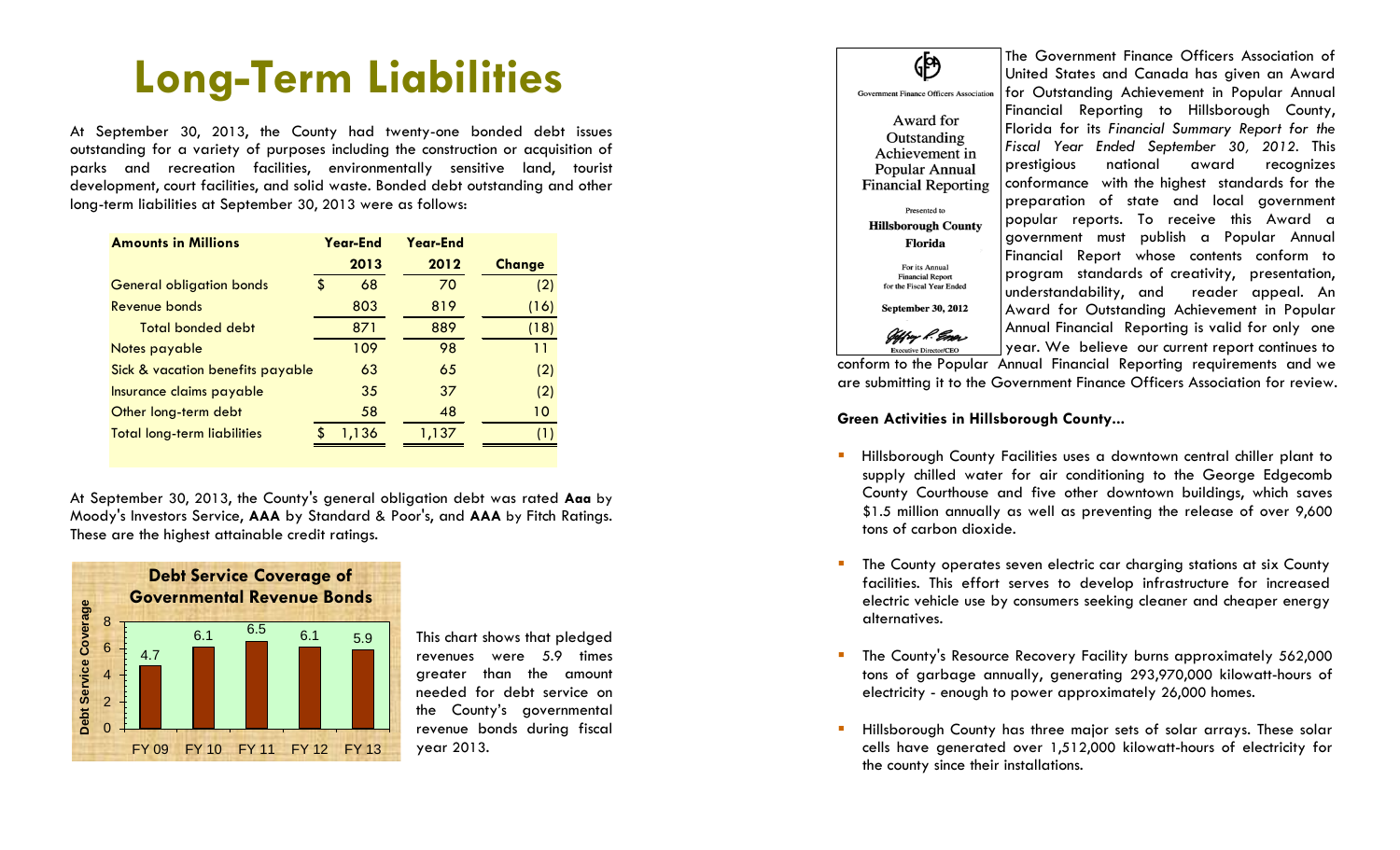# Long-Term Liabilities

At September 30, 2013, the County had twenty-one bonded debt issues outstanding for a variety of purposes including the construction or acquisition of parks and recreation facilities, environmentally sensitive land, tourist development, court facilities, and solid waste. Bonded debt outstanding and other long-term liabilities at September 30, 2013 were as follows:

| Amounts in Millions | Year-End 2013 | Year-End 2012 | Change |
|---|---|---|---|
| General obligation bonds | $ 68 | 70 | (2) |
| Revenue bonds | 803 | 819 | (16) |
| Total bonded debt | 871 | 889 | (18) |
| Notes payable | 109 | 98 | 11 |
| Sick & vacation benefits payable | 63 | 65 | (2) |
| Insurance claims payable | 35 | 37 | (2) |
| Other long-term debt | 58 | 48 | 10 |
| Total long-term liabilities | $ 1,136 | 1,137 | (1) |

At September 30, 2013, the County's general obligation debt was rated **Aaa** by Moody's Investors Service, **AAA** by Standard & Poor's, and **AAA** by Fitch Ratings. These are the highest attainable credit ratings.

**Debt Service Coverage of Governmental Revenue Bonds**

Debt Service Coverage

8
6
4
2
0

4.7
6.1
6.5
6.1
5.9

FY 09 FY 10 FY 11 FY 12 FY 13

This chart shows that pledged revenues were 5.9 times greater than the amount needed for debt service on the County's governmental revenue bonds during fiscal year 2013.

Government Finance Officers Association

Award for Outstanding Achievement in Popular Annual Financial Reporting

Presented to

**Hillsborough County Florida**

For its Annual Financial Report for the Fiscal Year Ended

September 30, 2012

Executive Director/CEO

The Government Finance Officers Association of United States and Canada has given an Award for Outstanding Achievement in Popular Annual Financial Reporting to Hillsborough County, Florida for its *Financial Summary Report for the Fiscal Year Ended September 30, 2012*. This prestigious national award recognizes conformance with the highest standards for the preparation of state and local government popular reports. To receive this Award a government must publish a Popular Annual Financial Report whose contents conform to program standards of creativity, presentation, understandability, and reader appeal. An Award for Outstanding Achievement in Popular Annual Financial Reporting is valid for only one year. We believe our current report continues to conform to the Popular Annual Financial Reporting requirements and we are submitting it to the Government Finance Officers Association for review.

**Green Activities in Hillsborough County...**

- Hillsborough County Facilities uses a downtown central chiller plant to supply chilled water for air conditioning to the George Edgecomb County Courthouse and five other downtown buildings, which saves $1.5 million annually as well as preventing the release of over 9,600 tons of carbon dioxide.
- The County operates seven electric car charging stations at six County facilities. This effort serves to develop infrastructure for increased electric vehicle use by consumers seeking cleaner and cheaper energy alternatives.
- The County's Resource Recovery Facility burns approximately 562,000 tons of garbage annually, generating 293,970,000 kilowatt-hours of electricity - enough to power approximately 26,000 homes.
- Hillsborough County has three major sets of solar arrays. These solar cells have generated over 1,512,000 kilowatt-hours of electricity for the county since their installations.